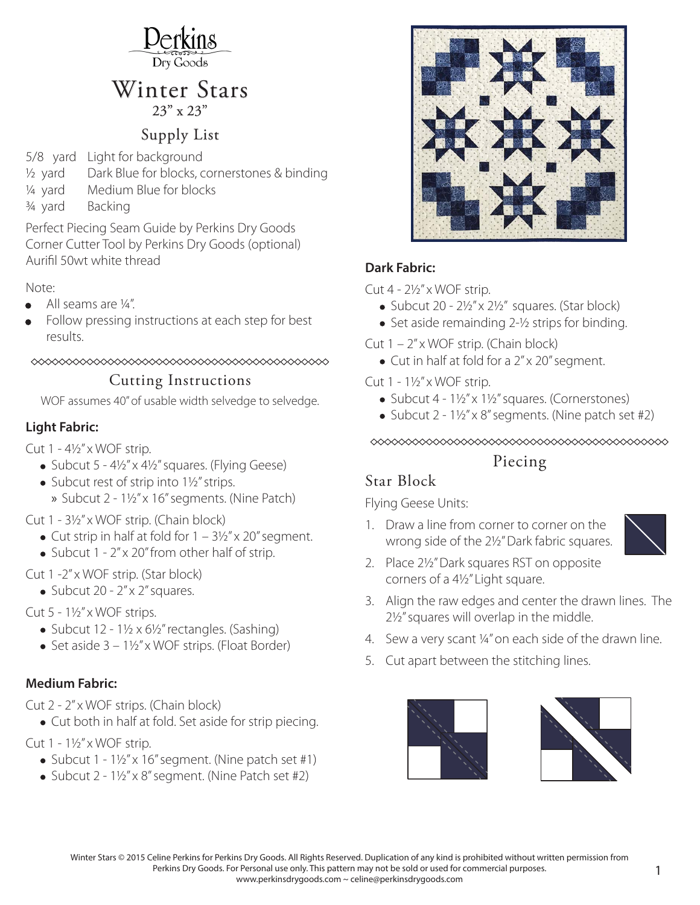# Perkins Dry Goods

# Winter Stars

23" x 23"

## Supply List

5/8 yard Light for background
½ yard Dark Blue for blocks, cornerstones & binding
¼ yard Medium Blue for blocks
¾ yard Backing

Perfect Piecing Seam Guide by Perkins Dry Goods
Corner Cutter Tool by Perkins Dry Goods (optional)
Aurifil 50wt white thread

Note:

- All seams are ¼".
- Follow pressing instructions at each step for best results.

## Cutting Instructions

WOF assumes 40" of usable width selvedge to selvedge.

### Light Fabric:

Cut 1 - 4½" x WOF strip.

- Subcut 5 - 4½" x 4½" squares. (Flying Geese)
- Subcut rest of strip into 1½" strips.
    - Subcut 2 - 1½" x 16" segments. (Nine Patch)

Cut 1 - 3½" x WOF strip. (Chain block)

- Cut strip in half at fold for 1 – 3½" x 20" segment.
- Subcut 1 - 2" x 20" from other half of strip.

Cut 1 -2" x WOF strip. (Star block)

- Subcut 20 - 2" x 2" squares.

Cut 5 - 1½" x WOF strips.

- Subcut 12 - 1½ x 6½" rectangles. (Sashing)
- Set aside 3 – 1½" x WOF strips. (Float Border)

### Medium Fabric:

Cut 2 - 2" x WOF strips. (Chain block)

- Cut both in half at fold. Set aside for strip piecing.

Cut 1 - 1½" x WOF strip.

- Subcut 1 - 1½" x 16" segment. (Nine patch set #1)
- Subcut 2 - 1½" x 8" segment. (Nine Patch set #2)

### Dark Fabric:

Cut 4 - 2½" x WOF strip.

- Subcut 20 - 2½" x 2½" squares. (Star block)
- Set aside remainding 2-½ strips for binding.

Cut 1 – 2" x WOF strip. (Chain block)

- Cut in half at fold for a 2" x 20" segment.

Cut 1 - 1½" x WOF strip.

- Subcut 4 - 1½" x 1½" squares. (Cornerstones)
- Subcut 2 - 1½" x 8" segments. (Nine patch set #2)

## Piecing

### Star Block

Flying Geese Units:

1. Draw a line from corner to corner on the wrong side of the 2½" Dark fabric squares.
2. Place 2½" Dark squares RST on opposite corners of a 4½" Light square.
3. Align the raw edges and center the drawn lines. The 2½" squares will overlap in the middle.
4. Sew a very scant ¼" on each side of the drawn line.
5. Cut apart between the stitching lines.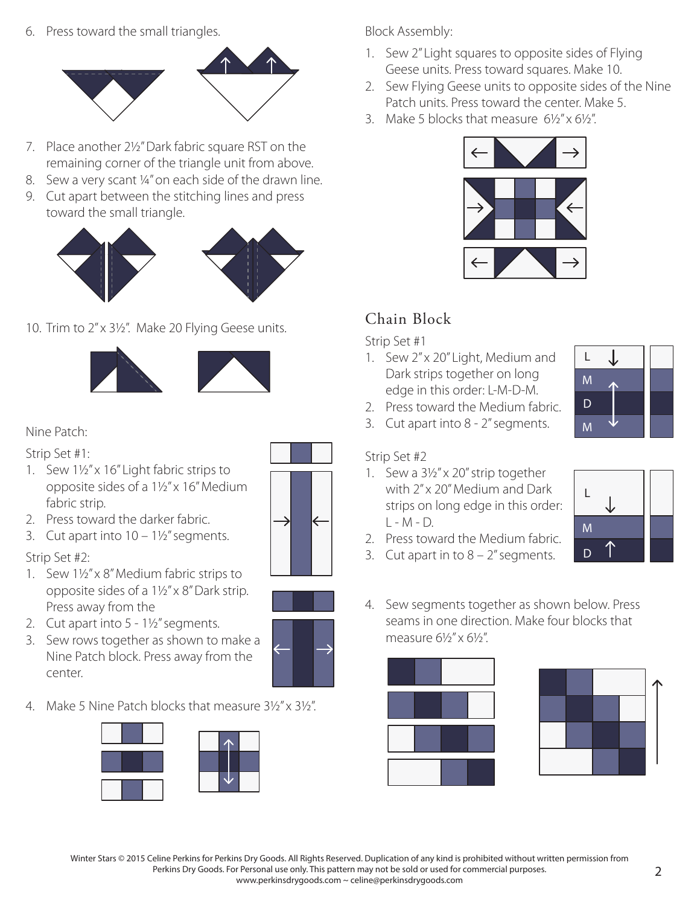6. Press toward the small triangles.

7. Place another 2½" Dark fabric square RST on the remaining corner of the triangle unit from above.
8. Sew a very scant ¼" on each side of the drawn line.
9. Cut apart between the stitching lines and press toward the small triangle.

10. Trim to 2" x 3½". Make 20 Flying Geese units.

Nine Patch:

Strip Set #1:

1. Sew 1½" x 16" Light fabric strips to opposite sides of a 1½" x 16" Medium fabric strip.
2. Press toward the darker fabric.
3. Cut apart into 10 – 1½" segments.

Strip Set #2:

1. Sew 1½" x 8" Medium fabric strips to opposite sides of a 1½" x 8" Dark strip. Press away from the
2. Cut apart into 5 - 1½" segments.
3. Sew rows together as shown to make a Nine Patch block. Press away from the center.
4. Make 5 Nine Patch blocks that measure 3½" x 3½".

Block Assembly:

1. Sew 2" Light squares to opposite sides of Flying Geese units. Press toward squares. Make 10.
2. Sew Flying Geese units to opposite sides of the Nine Patch units. Press toward the center. Make 5.
3. Make 5 blocks that measure 6½" x 6½".

## Chain Block

Strip Set #1

1. Sew 2" x 20" Light, Medium and Dark strips together on long edge in this order: L-M-D-M.
2. Press toward the Medium fabric.
3. Cut apart into 8 - 2" segments.

Strip Set #2

1. Sew a 3½" x 20" strip together with 2" x 20" Medium and Dark strips on long edge in this order: L - M - D.
2. Press toward the Medium fabric.
3. Cut apart in to 8 – 2" segments.
4. Sew segments together as shown below. Press seams in one direction. Make four blocks that measure 6½" x 6½".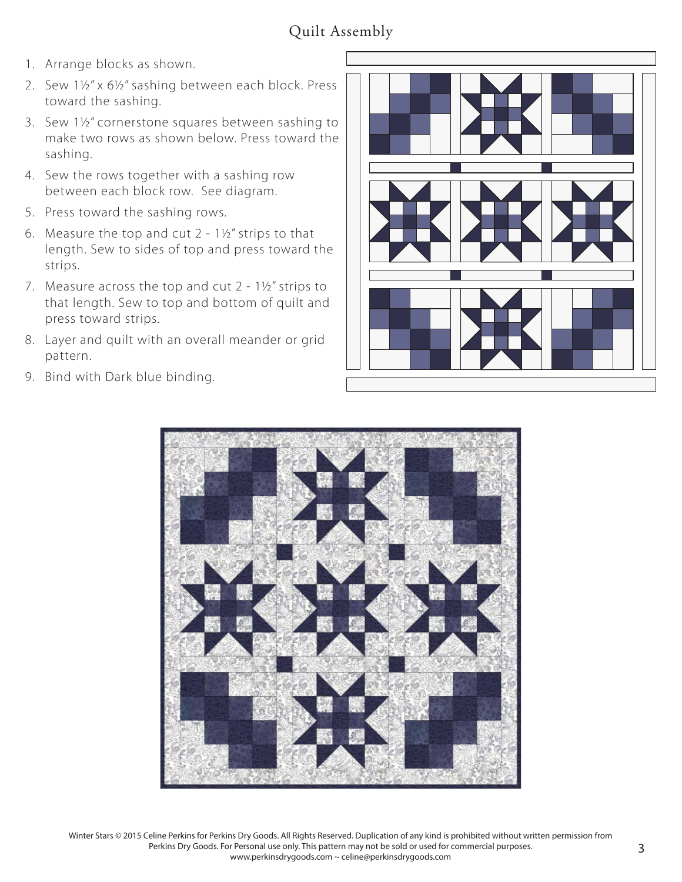# Quilt Assembly

1. Arrange blocks as shown.
2. Sew 1½" x 6½" sashing between each block. Press toward the sashing.
3. Sew 1½" cornerstone squares between sashing to make two rows as shown below. Press toward the sashing.
4. Sew the rows together with a sashing row between each block row. See diagram.
5. Press toward the sashing rows.
6. Measure the top and cut 2 - 1½" strips to that length. Sew to sides of top and press toward the strips.
7. Measure across the top and cut 2 - 1½" strips to that length. Sew to top and bottom of quilt and press toward strips.
8. Layer and quilt with an overall meander or grid pattern.
9. Bind with Dark blue binding.

Winter Stars © 2015 Celine Perkins for Perkins Dry Goods. All Rights Reserved. Duplication of any kind is prohibited without written permission from Perkins Dry Goods. For Personal use only. This pattern may not be sold or used for commercial purposes.
www.perkinsdrygoods.com ~ celine@perkinsdrygoods.com